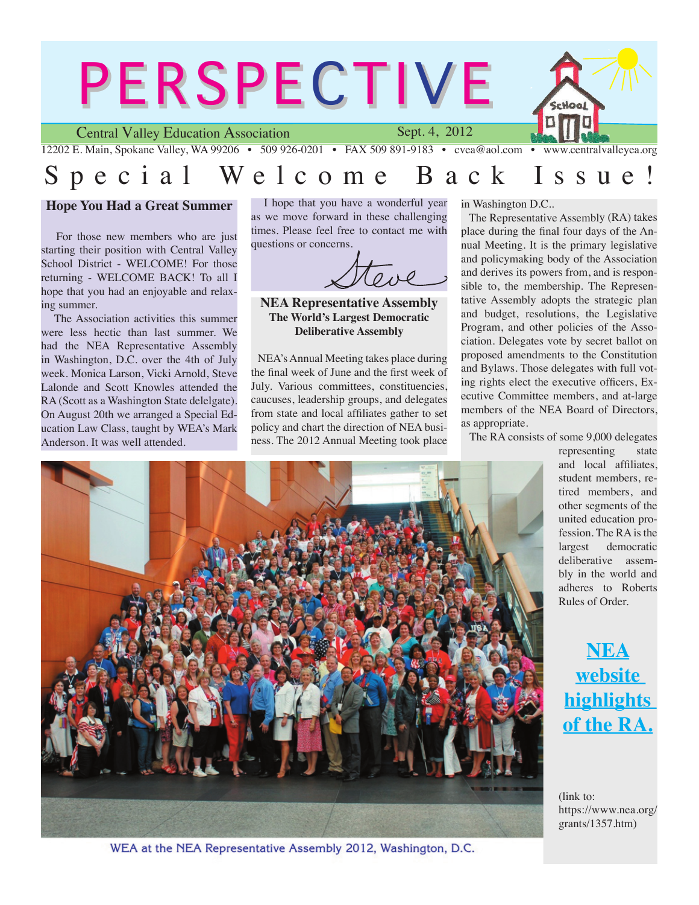# PERSPECTIVE

Central Valley Education Association — Sept. 4, 2012

12202 E. Main, Spokane Valley, WA 99206 • 509 926-0201 • FAX 509 891-9183 • cvea@aol.com • www.centralvalleyea.org

## Special Welcome Back Issue!

### Hope You Had a Great Summer

For those new members who are just starting their position with Central Valley School District - WELCOME! For those returning - WELCOME BACK! To all I hope that you had an enjoyable and relaxing summer.

The Association activities this summer were less hectic than last summer. We had the NEA Representative Assembly in Washington, D.C. over the 4th of July week. Monica Larson, Vicki Arnold, Steve Lalonde and Scott Knowles attended the RA (Scott as a Washington State delelgate). On August 20th we arranged a Special Education Law Class, taught by WEA's Mark Anderson. It was well attended.

I hope that you have a wonderful year as we move forward in these challenging times. Please feel free to contact me with questions or concerns.

Steve

### NEA Representative Assembly

**The World's Largest Democratic Deliberative Assembly**

NEA's Annual Meeting takes place during the final week of June and the first week of July. Various committees, constituencies, caucuses, leadership groups, and delegates from state and local affiliates gather to set policy and chart the direction of NEA business. The 2012 Annual Meeting took place in Washington D.C..

The Representative Assembly (RA) takes place during the final four days of the Annual Meeting. It is the primary legislative and policymaking body of the Association and derives its powers from, and is responsible to, the membership. The Representative Assembly adopts the strategic plan and budget, resolutions, the Legislative Program, and other policies of the Association. Delegates vote by secret ballot on proposed amendments to the Constitution and Bylaws. Those delegates with full voting rights elect the executive officers, Executive Committee members, and at-large members of the NEA Board of Directors, as appropriate.

The RA consists of some 9,000 delegates representing state and local affiliates, student members, retired members, and other segments of the united education profession. The RA is the largest democratic deliberative assembly in the world and adheres to Roberts Rules of Order.

WEA at the NEA Representative Assembly 2012, Washington, D.C.

**NEA website highlights of the RA.**

(link to: https://www.nea.org/grants/1357.htm)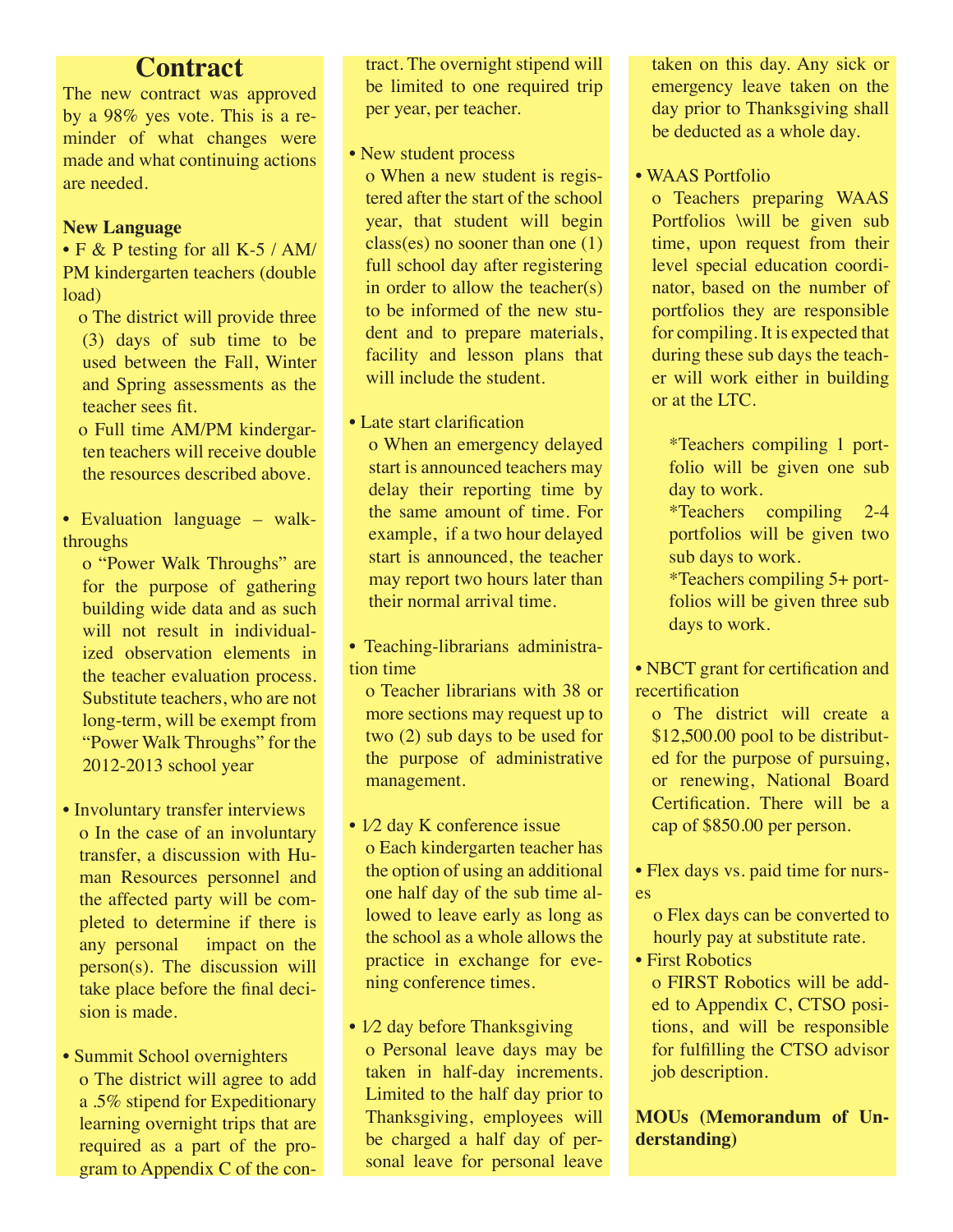# Contract

The new contract was approved by a 98% yes vote. This is a reminder of what changes were made and what continuing actions are needed.

**New Language**

- F & P testing for all K-5 / AM/ PM kindergarten teachers (double load)
  - o The district will provide three (3) days of sub time to be used between the Fall, Winter and Spring assessments as the teacher sees fit.
  - o Full time AM/PM kindergarten teachers will receive double the resources described above.

- Evaluation language – walk-throughs
  - o "Power Walk Throughs" are for the purpose of gathering building wide data and as such will not result in individualized observation elements in the teacher evaluation process. Substitute teachers, who are not long-term, will be exempt from "Power Walk Throughs" for the 2012-2013 school year

- Involuntary transfer interviews
  - o In the case of an involuntary transfer, a discussion with Human Resources personnel and the affected party will be completed to determine if there is any personal impact on the person(s). The discussion will take place before the final decision is made.

- Summit School overnighters
  - o The district will agree to add a .5% stipend for Expeditionary learning overnight trips that are required as a part of the program to Appendix C of the contract. The overnight stipend will be limited to one required trip per year, per teacher.

- New student process
  - o When a new student is registered after the start of the school year, that student will begin class(es) no sooner than one (1) full school day after registering in order to allow the teacher(s) to be informed of the new student and to prepare materials, facility and lesson plans that will include the student.

- Late start clarification
  - o When an emergency delayed start is announced teachers may delay their reporting time by the same amount of time. For example, if a two hour delayed start is announced, the teacher may report two hours later than their normal arrival time.

- Teaching-librarians administration time
  - o Teacher librarians with 38 or more sections may request up to two (2) sub days to be used for the purpose of administrative management.

- 1⁄2 day K conference issue
  - o Each kindergarten teacher has the option of using an additional one half day of the sub time allowed to leave early as long as the school as a whole allows the practice in exchange for evening conference times.

- 1⁄2 day before Thanksgiving
  - o Personal leave days may be taken in half-day increments. Limited to the half day prior to Thanksgiving, employees will be charged a half day of personal leave for personal leave taken on this day. Any sick or emergency leave taken on the day prior to Thanksgiving shall be deducted as a whole day.

- WAAS Portfolio
  - o Teachers preparing WAAS Portfolios \will be given sub time, upon request from their level special education coordinator, based on the number of portfolios they are responsible for compiling. It is expected that during these sub days the teacher will work either in building or at the LTC.

    *Teachers compiling 1 portfolio will be given one sub day to work.

    *Teachers compiling 2-4 portfolios will be given two sub days to work.

    *Teachers compiling 5+ portfolios will be given three sub days to work.

- NBCT grant for certification and recertification
  - o The district will create a $12,500.00 pool to be distributed for the purpose of pursuing, or renewing, National Board Certification. There will be a cap of $850.00 per person.

- Flex days vs. paid time for nurses
  - o Flex days can be converted to hourly pay at substitute rate.
- First Robotics
  - o FIRST Robotics will be added to Appendix C, CTSO positions, and will be responsible for fulfilling the CTSO advisor job description.

**MOUs (Memorandum of Understanding)**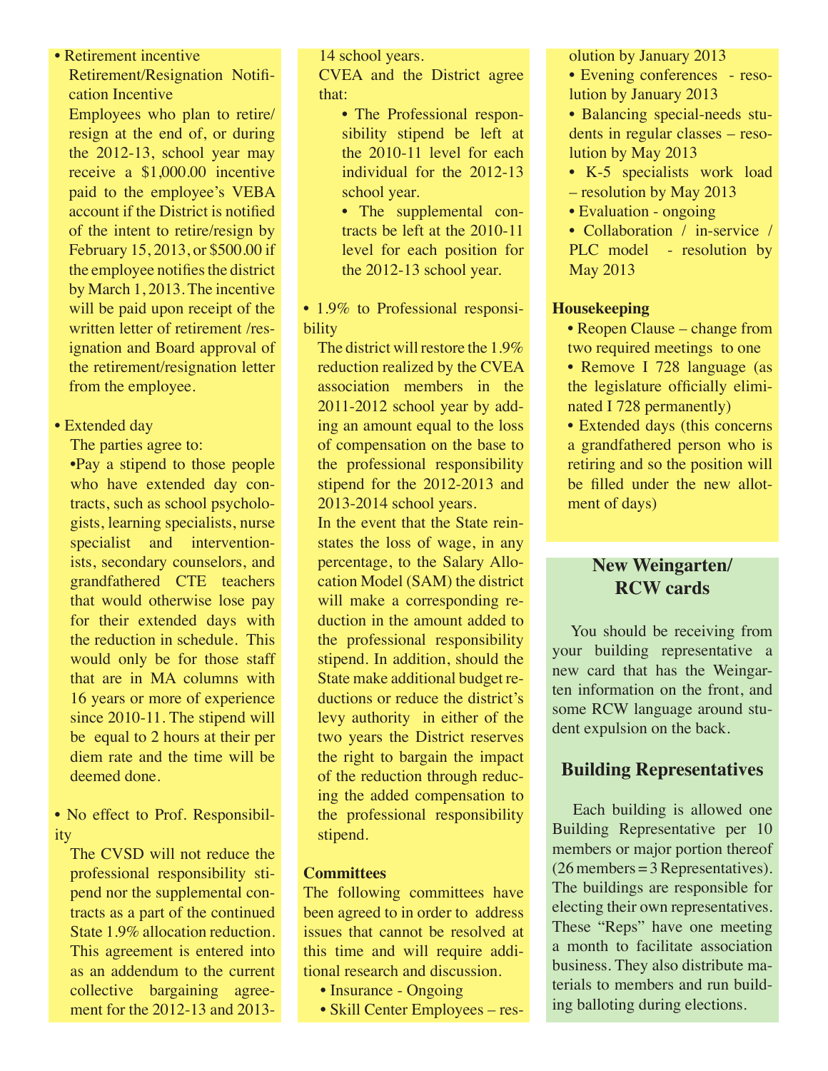- Retirement incentive

  Retirement/Resignation Notification Incentive

  Employees who plan to retire/resign at the end of, or during the 2012-13, school year may receive a $1,000.00 incentive paid to the employee's VEBA account if the District is notified of the intent to retire/resign by February 15, 2013, or $500.00 if the employee notifies the district by March 1, 2013. The incentive will be paid upon receipt of the written letter of retirement /resignation and Board approval of the retirement/resignation letter from the employee.

- Extended day

  The parties agree to:

  - Pay a stipend to those people who have extended day contracts, such as school psychologists, learning specialists, nurse specialist and interventionists, secondary counselors, and grandfathered CTE teachers that would otherwise lose pay for their extended days with the reduction in schedule. This would only be for those staff that are in MA columns with 16 years or more of experience since 2010-11. The stipend will be equal to 2 hours at their per diem rate and the time will be deemed done.

- No effect to Prof. Responsibility

  The CVSD will not reduce the professional responsibility stipend nor the supplemental contracts as a part of the continued State 1.9% allocation reduction. This agreement is entered into as an addendum to the current collective bargaining agreement for the 2012-13 and 2013-14 school years.

  CVEA and the District agree that:

  - The Professional responsibility stipend be left at the 2010-11 level for each individual for the 2012-13 school year.
  - The supplemental contracts be left at the 2010-11 level for each position for the 2012-13 school year.

- 1.9% to Professional responsibility

  The district will restore the 1.9% reduction realized by the CVEA association members in the 2011-2012 school year by adding an amount equal to the loss of compensation on the base to the professional responsibility stipend for the 2012-2013 and 2013-2014 school years.

  In the event that the State reinstates the loss of wage, in any percentage, to the Salary Allocation Model (SAM) the district will make a corresponding reduction in the amount added to the professional responsibility stipend. In addition, should the State make additional budget reductions or reduce the district's levy authority in either of the two years the District reserves the right to bargain the impact of the reduction through reducing the added compensation to the professional responsibility stipend.

**Committees**

The following committees have been agreed to in order to address issues that cannot be resolved at this time and will require additional research and discussion.

- Insurance - Ongoing
- Skill Center Employees – resolution by January 2013
- Evening conferences - resolution by January 2013
- Balancing special-needs students in regular classes – resolution by May 2013
- K-5 specialists work load – resolution by May 2013
- Evaluation - ongoing
- Collaboration / in-service / PLC model - resolution by May 2013

**Housekeeping**

- Reopen Clause – change from two required meetings to one
- Remove I 728 language (as the legislature officially eliminated I 728 permanently)
- Extended days (this concerns a grandfathered person who is retiring and so the position will be filled under the new allotment of days)

## New Weingarten/ RCW cards

You should be receiving from your building representative a new card that has the Weingarten information on the front, and some RCW language around student expulsion on the back.

## Building Representatives

Each building is allowed one Building Representative per 10 members or major portion thereof (26 members = 3 Representatives). The buildings are responsible for electing their own representatives. These "Reps" have one meeting a month to facilitate association business. They also distribute materials to members and run building balloting during elections.